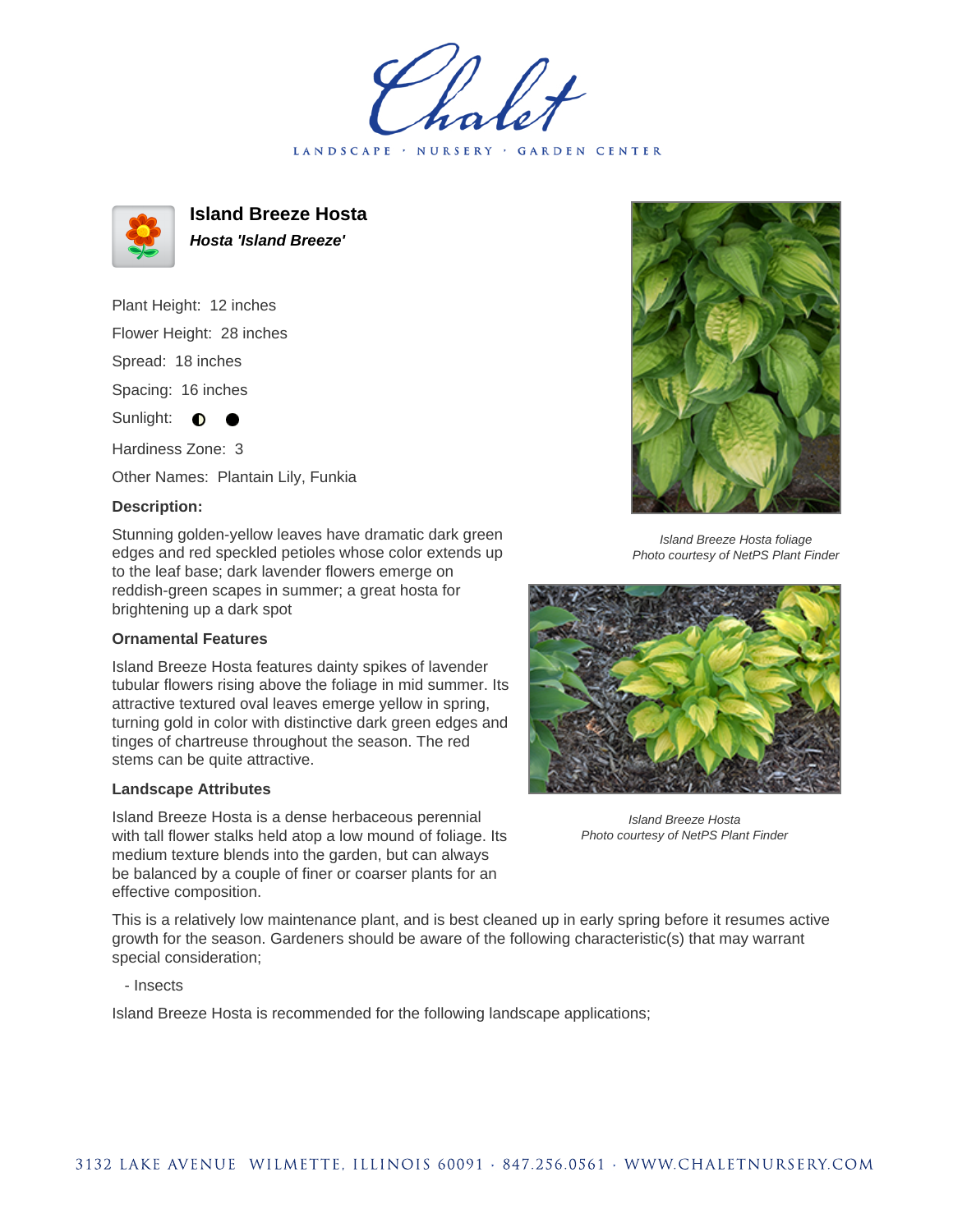# Island Breeze Hosta

***Hosta 'Island Breeze'***

Plant Height: 12 inches

Flower Height: 28 inches

Spread: 18 inches

Spacing: 16 inches

Sunlight: ◐ ●

Hardiness Zone: 3

Other Names: Plantain Lily, Funkia

### Description:

Stunning golden-yellow leaves have dramatic dark green edges and red speckled petioles whose color extends up to the leaf base; dark lavender flowers emerge on reddish-green scapes in summer; a great hosta for brightening up a dark spot

### Ornamental Features

Island Breeze Hosta features dainty spikes of lavender tubular flowers rising above the foliage in mid summer. Its attractive textured oval leaves emerge yellow in spring, turning gold in color with distinctive dark green edges and tinges of chartreuse throughout the season. The red stems can be quite attractive.

### Landscape Attributes

Island Breeze Hosta is a dense herbaceous perennial with tall flower stalks held atop a low mound of foliage. Its medium texture blends into the garden, but can always be balanced by a couple of finer or coarser plants for an effective composition.

This is a relatively low maintenance plant, and is best cleaned up in early spring before it resumes active growth for the season. Gardeners should be aware of the following characteristic(s) that may warrant special consideration;

- Insects

Island Breeze Hosta is recommended for the following landscape applications;

*Island Breeze Hosta foliage*
*Photo courtesy of NetPS Plant Finder*

*Island Breeze Hosta*
*Photo courtesy of NetPS Plant Finder*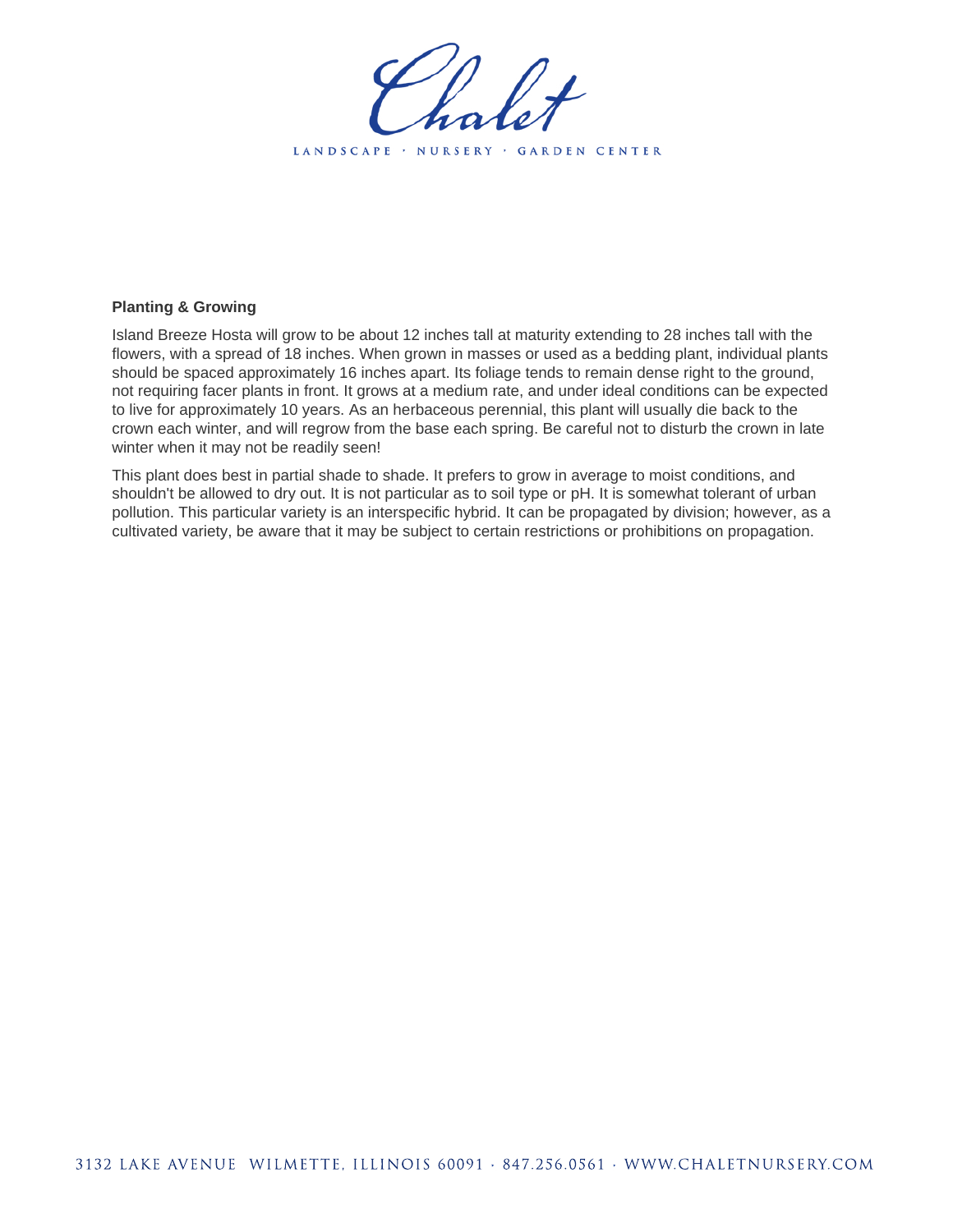**Planting & Growing**

Island Breeze Hosta will grow to be about 12 inches tall at maturity extending to 28 inches tall with the flowers, with a spread of 18 inches. When grown in masses or used as a bedding plant, individual plants should be spaced approximately 16 inches apart. Its foliage tends to remain dense right to the ground, not requiring facer plants in front. It grows at a medium rate, and under ideal conditions can be expected to live for approximately 10 years. As an herbaceous perennial, this plant will usually die back to the crown each winter, and will regrow from the base each spring. Be careful not to disturb the crown in late winter when it may not be readily seen!

This plant does best in partial shade to shade. It prefers to grow in average to moist conditions, and shouldn't be allowed to dry out. It is not particular as to soil type or pH. It is somewhat tolerant of urban pollution. This particular variety is an interspecific hybrid. It can be propagated by division; however, as a cultivated variety, be aware that it may be subject to certain restrictions or prohibitions on propagation.